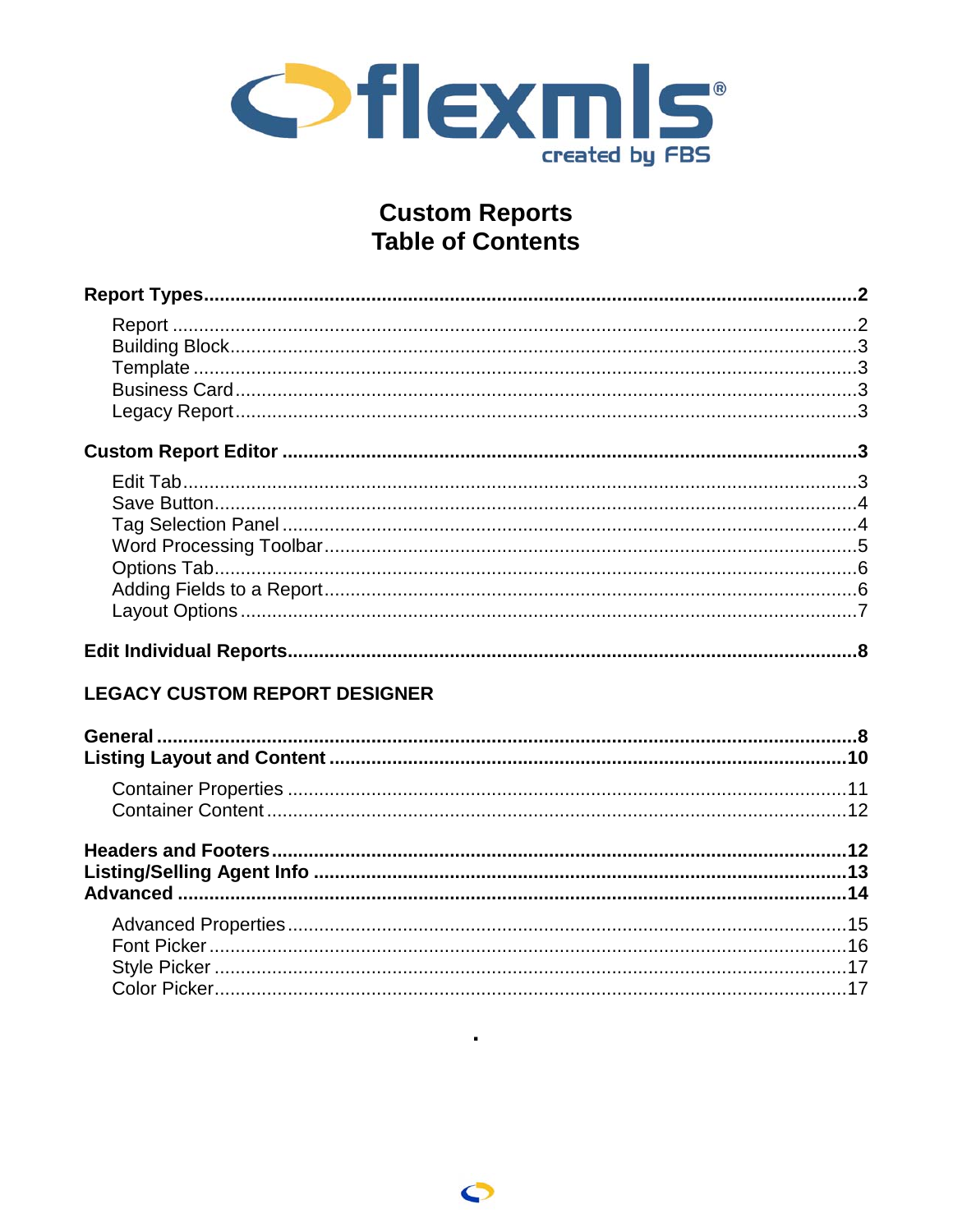flexmls

created by FBS

# Custom Reports
# Table of Contents

**Report Types** ........ **2**

- Report ........ 2
- Building Block ........ 3
- Template ........ 3
- Business Card ........ 3
- Legacy Report ........ 3

**Custom Report Editor** ........ **3**

- Edit Tab ........ 3
- Save Button ........ 4
- Tag Selection Panel ........ 4
- Word Processing Toolbar ........ 5
- Options Tab ........ 6
- Adding Fields to a Report ........ 6
- Layout Options ........ 7

**Edit Individual Reports** ........ **8**

## LEGACY CUSTOM REPORT DESIGNER

**General** ........ **8**

**Listing Layout and Content** ........ **10**

- Container Properties ........ 11
- Container Content ........ 12

**Headers and Footers** ........ **12**

**Listing/Selling Agent Info** ........ **13**

**Advanced** ........ **14**

- Advanced Properties ........ 15
- Font Picker ........ 16
- Style Picker ........ 17
- Color Picker ........ 17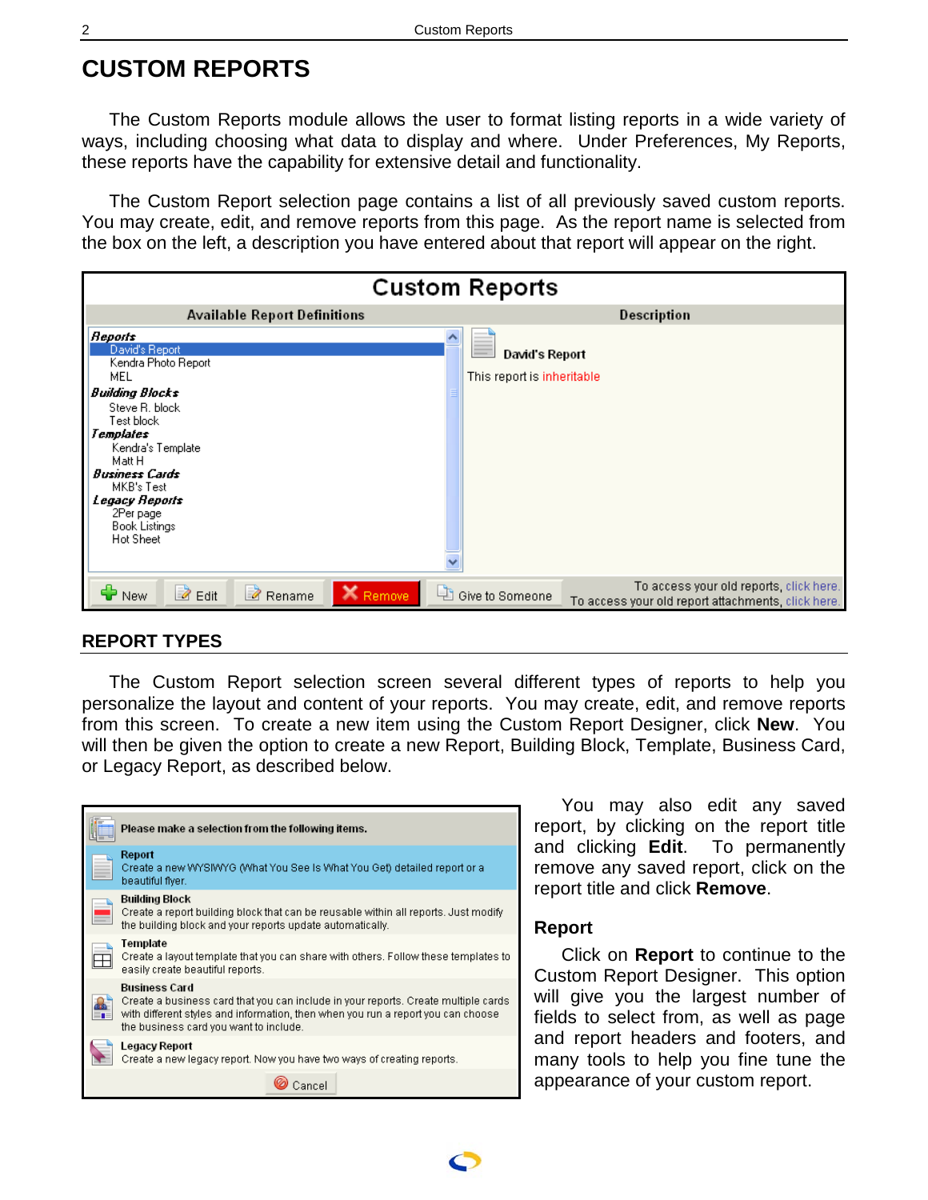# CUSTOM REPORTS

The Custom Reports module allows the user to format listing reports in a wide variety of ways, including choosing what data to display and where. Under Preferences, My Reports, these reports have the capability for extensive detail and functionality.

The Custom Report selection page contains a list of all previously saved custom reports. You may create, edit, and remove reports from this page. As the report name is selected from the box on the left, a description you have entered about that report will appear on the right.

## REPORT TYPES

The Custom Report selection screen several different types of reports to help you personalize the layout and content of your reports. You may create, edit, and remove reports from this screen. To create a new item using the Custom Report Designer, click **New**. You will then be given the option to create a new Report, Building Block, Template, Business Card, or Legacy Report, as described below.

You may also edit any saved report, by clicking on the report title and clicking **Edit**. To permanently remove any saved report, click on the report title and click **Remove**.

### Report

Click on **Report** to continue to the Custom Report Designer. This option will give you the largest number of fields to select from, as well as page and report headers and footers, and many tools to help you fine tune the appearance of your custom report.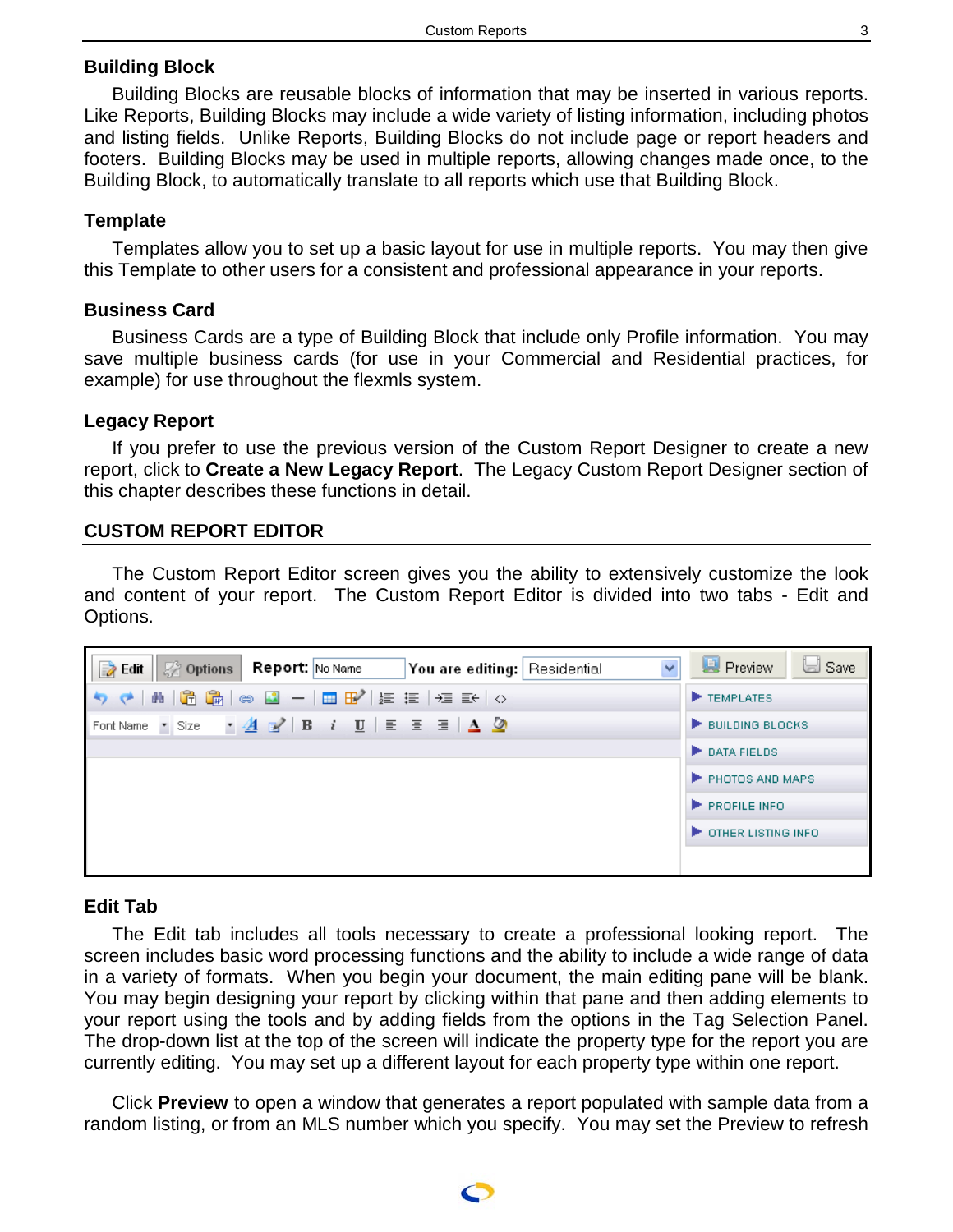### Building Block

Building Blocks are reusable blocks of information that may be inserted in various reports. Like Reports, Building Blocks may include a wide variety of listing information, including photos and listing fields. Unlike Reports, Building Blocks do not include page or report headers and footers. Building Blocks may be used in multiple reports, allowing changes made once, to the Building Block, to automatically translate to all reports which use that Building Block.

### Template

Templates allow you to set up a basic layout for use in multiple reports. You may then give this Template to other users for a consistent and professional appearance in your reports.

### Business Card

Business Cards are a type of Building Block that include only Profile information. You may save multiple business cards (for use in your Commercial and Residential practices, for example) for use throughout the flexmls system.

### Legacy Report

If you prefer to use the previous version of the Custom Report Designer to create a new report, click to **Create a New Legacy Report**. The Legacy Custom Report Designer section of this chapter describes these functions in detail.

## CUSTOM REPORT EDITOR

The Custom Report Editor screen gives you the ability to extensively customize the look and content of your report. The Custom Report Editor is divided into two tabs - Edit and Options.

### Edit Tab

The Edit tab includes all tools necessary to create a professional looking report. The screen includes basic word processing functions and the ability to include a wide range of data in a variety of formats. When you begin your document, the main editing pane will be blank. You may begin designing your report by clicking within that pane and then adding elements to your report using the tools and by adding fields from the options in the Tag Selection Panel. The drop-down list at the top of the screen will indicate the property type for the report you are currently editing. You may set up a different layout for each property type within one report.

Click **Preview** to open a window that generates a report populated with sample data from a random listing, or from an MLS number which you specify. You may set the Preview to refresh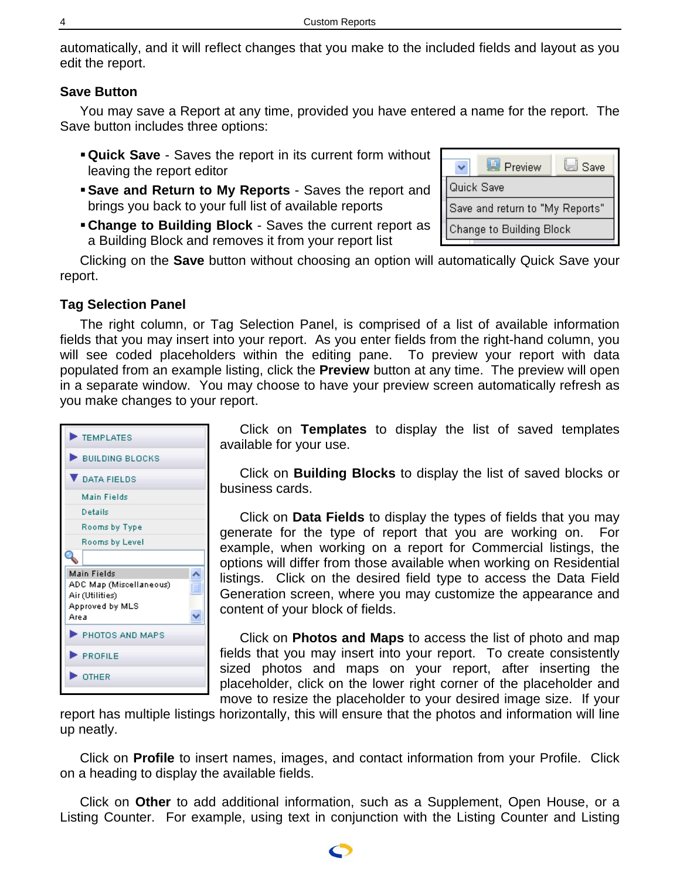automatically, and it will reflect changes that you make to the included fields and layout as you edit the report.

### Save Button

You may save a Report at any time, provided you have entered a name for the report. The Save button includes three options:

- **Quick Save** - Saves the report in its current form without leaving the report editor
- **Save and Return to My Reports** - Saves the report and brings you back to your full list of available reports
- **Change to Building Block** - Saves the current report as a Building Block and removes it from your report list

Clicking on the **Save** button without choosing an option will automatically Quick Save your report.

### Tag Selection Panel

The right column, or Tag Selection Panel, is comprised of a list of available information fields that you may insert into your report. As you enter fields from the right-hand column, you will see coded placeholders within the editing pane. To preview your report with data populated from an example listing, click the **Preview** button at any time. The preview will open in a separate window. You may choose to have your preview screen automatically refresh as you make changes to your report.

Click on **Templates** to display the list of saved templates available for your use.

Click on **Building Blocks** to display the list of saved blocks or business cards.

Click on **Data Fields** to display the types of fields that you may generate for the type of report that you are working on. For example, when working on a report for Commercial listings, the options will differ from those available when working on Residential listings. Click on the desired field type to access the Data Field Generation screen, where you may customize the appearance and content of your block of fields.

Click on **Photos and Maps** to access the list of photo and map fields that you may insert into your report. To create consistently sized photos and maps on your report, after inserting the placeholder, click on the lower right corner of the placeholder and move to resize the placeholder to your desired image size. If your report has multiple listings horizontally, this will ensure that the photos and information will line up neatly.

Click on **Profile** to insert names, images, and contact information from your Profile. Click on a heading to display the available fields.

Click on **Other** to add additional information, such as a Supplement, Open House, or a Listing Counter. For example, using text in conjunction with the Listing Counter and Listing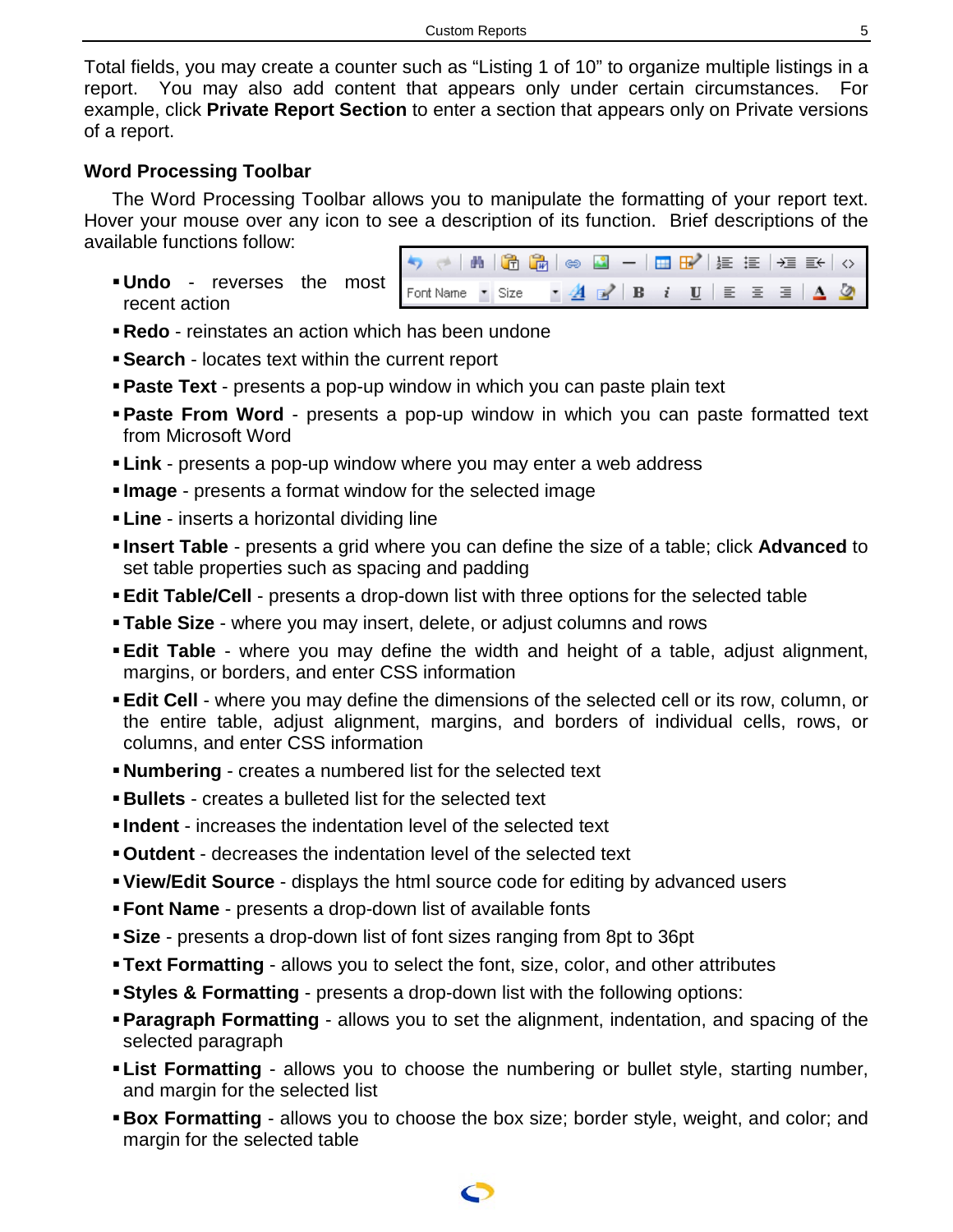Total fields, you may create a counter such as “Listing 1 of 10” to organize multiple listings in a report. You may also add content that appears only under certain circumstances. For example, click **Private Report Section** to enter a section that appears only on Private versions of a report.

### Word Processing Toolbar

The Word Processing Toolbar allows you to manipulate the formatting of your report text. Hover your mouse over any icon to see a description of its function. Brief descriptions of the available functions follow:

- **Undo** - reverses the most recent action
- **Redo** - reinstates an action which has been undone
- **Search** - locates text within the current report
- **Paste Text** - presents a pop-up window in which you can paste plain text
- **Paste From Word** - presents a pop-up window in which you can paste formatted text from Microsoft Word
- **Link** - presents a pop-up window where you may enter a web address
- **Image** - presents a format window for the selected image
- **Line** - inserts a horizontal dividing line
- **Insert Table** - presents a grid where you can define the size of a table; click **Advanced** to set table properties such as spacing and padding
- **Edit Table/Cell** - presents a drop-down list with three options for the selected table
- **Table Size** - where you may insert, delete, or adjust columns and rows
- **Edit Table** - where you may define the width and height of a table, adjust alignment, margins, or borders, and enter CSS information
- **Edit Cell** - where you may define the dimensions of the selected cell or its row, column, or the entire table, adjust alignment, margins, and borders of individual cells, rows, or columns, and enter CSS information
- **Numbering** - creates a numbered list for the selected text
- **Bullets** - creates a bulleted list for the selected text
- **Indent** - increases the indentation level of the selected text
- **Outdent** - decreases the indentation level of the selected text
- **View/Edit Source** - displays the html source code for editing by advanced users
- **Font Name** - presents a drop-down list of available fonts
- **Size** - presents a drop-down list of font sizes ranging from 8pt to 36pt
- **Text Formatting** - allows you to select the font, size, color, and other attributes
- **Styles & Formatting** - presents a drop-down list with the following options:
- **Paragraph Formatting** - allows you to set the alignment, indentation, and spacing of the selected paragraph
- **List Formatting** - allows you to choose the numbering or bullet style, starting number, and margin for the selected list
- **Box Formatting** - allows you to choose the box size; border style, weight, and color; and margin for the selected table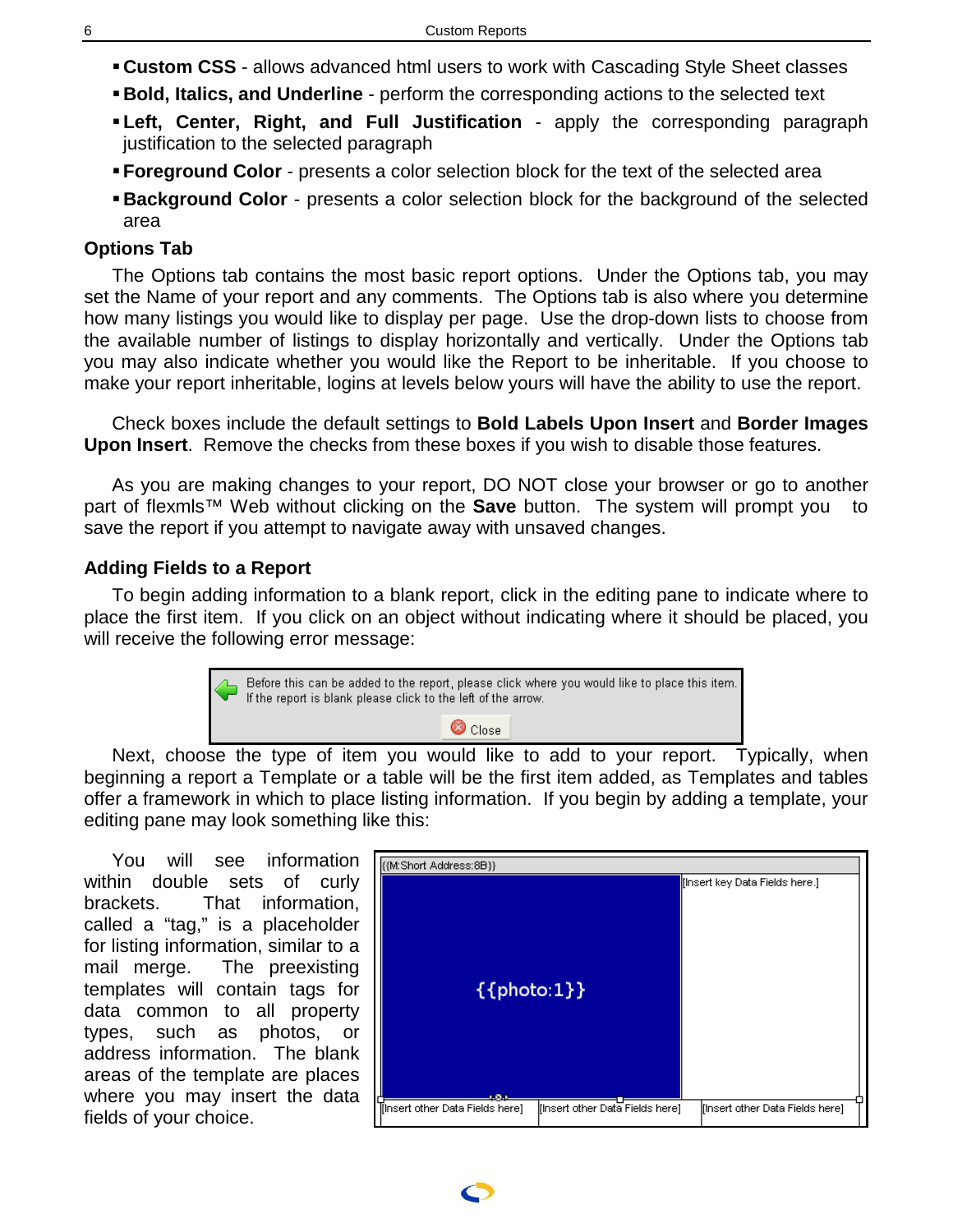- **Custom CSS** - allows advanced html users to work with Cascading Style Sheet classes
- **Bold, Italics, and Underline** - perform the corresponding actions to the selected text
- **Left, Center, Right, and Full Justification** - apply the corresponding paragraph justification to the selected paragraph
- **Foreground Color** - presents a color selection block for the text of the selected area
- **Background Color** - presents a color selection block for the background of the selected area

### Options Tab

The Options tab contains the most basic report options. Under the Options tab, you may set the Name of your report and any comments. The Options tab is also where you determine how many listings you would like to display per page. Use the drop-down lists to choose from the available number of listings to display horizontally and vertically. Under the Options tab you may also indicate whether you would like the Report to be inheritable. If you choose to make your report inheritable, logins at levels below yours will have the ability to use the report.

Check boxes include the default settings to **Bold Labels Upon Insert** and **Border Images Upon Insert**. Remove the checks from these boxes if you wish to disable those features.

As you are making changes to your report, DO NOT close your browser or go to another part of flexmls™ Web without clicking on the **Save** button. The system will prompt you to save the report if you attempt to navigate away with unsaved changes.

### Adding Fields to a Report

To begin adding information to a blank report, click in the editing pane to indicate where to place the first item. If you click on an object without indicating where it should be placed, you will receive the following error message:

Before this can be added to the report, please click where you would like to place this item. If the report is blank please click to the left of the arrow.

Close

Next, choose the type of item you would like to add to your report. Typically, when beginning a report a Template or a table will be the first item added, as Templates and tables offer a framework in which to place listing information. If you begin by adding a template, your editing pane may look something like this:

{{M:Short Address:8B}}

{{photo:1}}

[Insert key Data Fields here.]

[Insert other Data Fields here] [Insert other Data Fields here] [Insert other Data Fields here]

You will see information within double sets of curly brackets. That information, called a "tag," is a placeholder for listing information, similar to a mail merge. The preexisting templates will contain tags for data common to all property types, such as photos, or address information. The blank areas of the template are places where you may insert the data fields of your choice.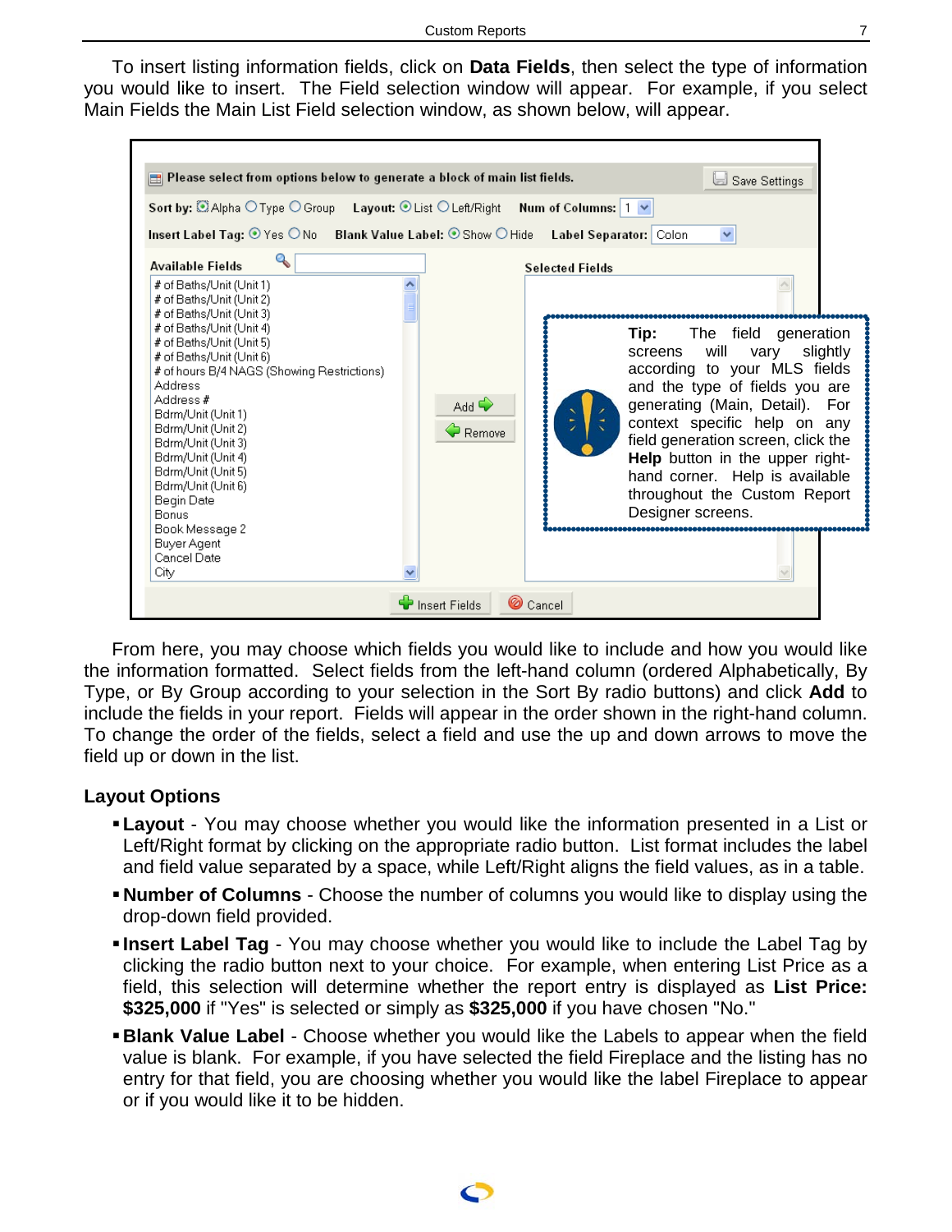To insert listing information fields, click on **Data Fields**, then select the type of information you would like to insert. The Field selection window will appear. For example, if you select Main Fields the Main List Field selection window, as shown below, will appear.

**Tip:** The field generation screens will vary slightly according to your MLS fields and the type of fields you are generating (Main, Detail). For context specific help on any field generation screen, click the **Help** button in the upper right-hand corner. Help is available throughout the Custom Report Designer screens.

From here, you may choose which fields you would like to include and how you would like the information formatted. Select fields from the left-hand column (ordered Alphabetically, By Type, or By Group according to your selection in the Sort By radio buttons) and click **Add** to include the fields in your report. Fields will appear in the order shown in the right-hand column. To change the order of the fields, select a field and use the up and down arrows to move the field up or down in the list.

## Layout Options

- **Layout** - You may choose whether you would like the information presented in a List or Left/Right format by clicking on the appropriate radio button. List format includes the label and field value separated by a space, while Left/Right aligns the field values, as in a table.
- **Number of Columns** - Choose the number of columns you would like to display using the drop-down field provided.
- **Insert Label Tag** - You may choose whether you would like to include the Label Tag by clicking the radio button next to your choice. For example, when entering List Price as a field, this selection will determine whether the report entry is displayed as **List Price: $325,000** if "Yes" is selected or simply as **$325,000** if you have chosen "No."
- **Blank Value Label** - Choose whether you would like the Labels to appear when the field value is blank. For example, if you have selected the field Fireplace and the listing has no entry for that field, you are choosing whether you would like the label Fireplace to appear or if you would like it to be hidden.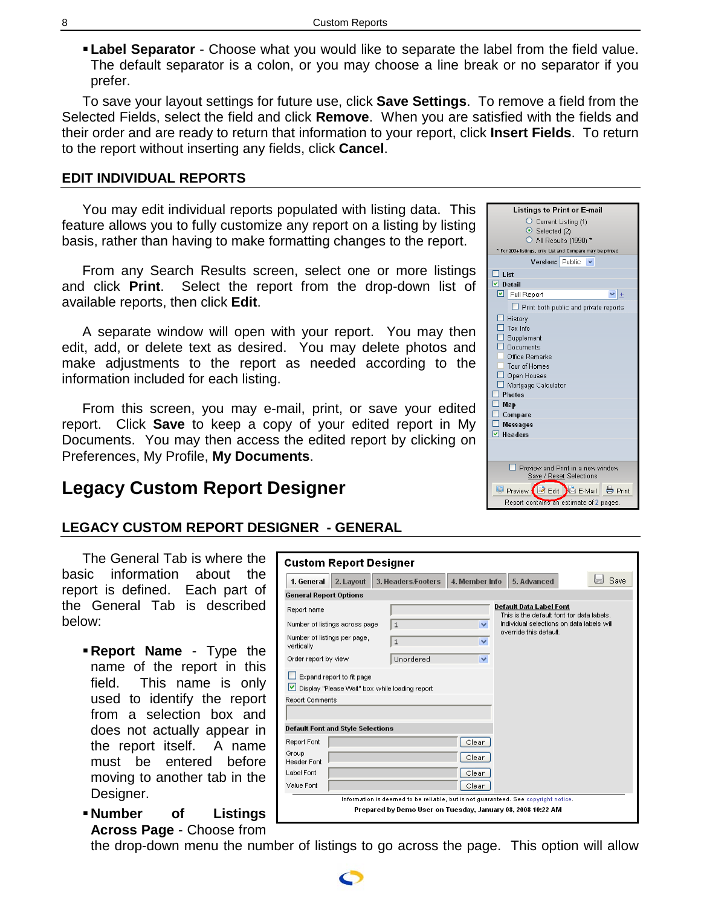- **Label Separator** - Choose what you would like to separate the label from the field value. The default separator is a colon, or you may choose a line break or no separator if you prefer.

To save your layout settings for future use, click **Save Settings**. To remove a field from the Selected Fields, select the field and click **Remove**. When you are satisfied with the fields and their order and are ready to return that information to your report, click **Insert Fields**. To return to the report without inserting any fields, click **Cancel**.

### EDIT INDIVIDUAL REPORTS

You may edit individual reports populated with listing data. This feature allows you to fully customize any report on a listing by listing basis, rather than having to make formatting changes to the report.

From any Search Results screen, select one or more listings and click **Print**. Select the report from the drop-down list of available reports, then click **Edit**.

A separate window will open with your report. You may then edit, add, or delete text as desired. You may delete photos and make adjustments to the report as needed according to the information included for each listing.

From this screen, you may e-mail, print, or save your edited report. Click **Save** to keep a copy of your edited report in My Documents. You may then access the edited report by clicking on Preferences, My Profile, **My Documents**.

## Legacy Custom Report Designer

### LEGACY CUSTOM REPORT DESIGNER - GENERAL

The General Tab is where the basic information about the report is defined. Each part of the General Tab is described below:

- **Report Name** - Type the name of the report in this field. This name is only used to identify the report from a selection box and does not actually appear in the report itself. A name must be entered before moving to another tab in the Designer.
- **Number of Listings Across Page** - Choose from the drop-down menu the number of listings to go across the page. This option will allow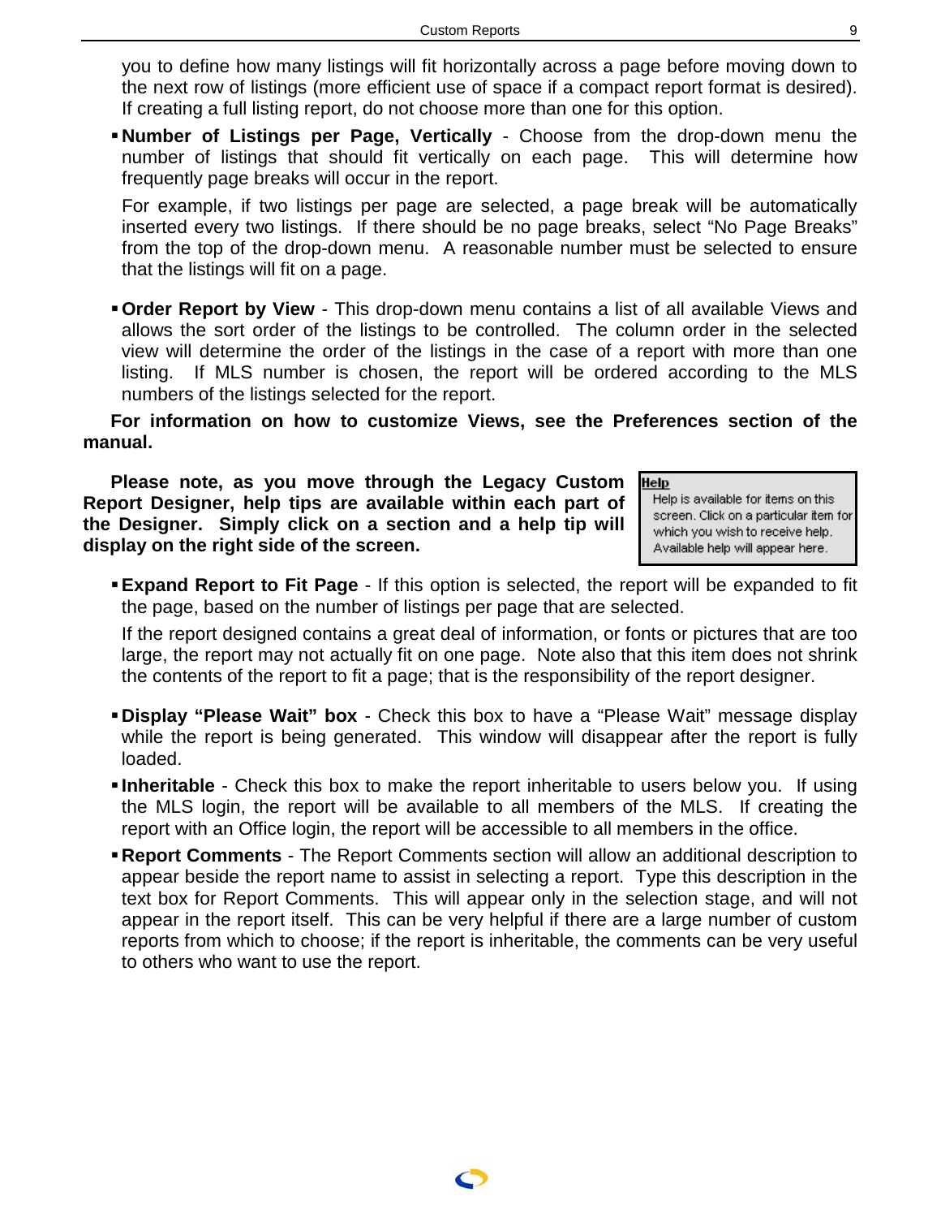you to define how many listings will fit horizontally across a page before moving down to the next row of listings (more efficient use of space if a compact report format is desired). If creating a full listing report, do not choose more than one for this option.

- **Number of Listings per Page, Vertically** - Choose from the drop-down menu the number of listings that should fit vertically on each page. This will determine how frequently page breaks will occur in the report.

  For example, if two listings per page are selected, a page break will be automatically inserted every two listings. If there should be no page breaks, select "No Page Breaks" from the top of the drop-down menu. A reasonable number must be selected to ensure that the listings will fit on a page.

- **Order Report by View** - This drop-down menu contains a list of all available Views and allows the sort order of the listings to be controlled. The column order in the selected view will determine the order of the listings in the case of a report with more than one listing. If MLS number is chosen, the report will be ordered according to the MLS numbers of the listings selected for the report.

**For information on how to customize Views, see the Preferences section of the manual.**

**Please note, as you move through the Legacy Custom Report Designer, help tips are available within each part of the Designer. Simply click on a section and a help tip will display on the right side of the screen.**

Help

Help is available for items on this screen. Click on a particular item for which you wish to receive help. Available help will appear here.

- **Expand Report to Fit Page** - If this option is selected, the report will be expanded to fit the page, based on the number of listings per page that are selected.

  If the report designed contains a great deal of information, or fonts or pictures that are too large, the report may not actually fit on one page. Note also that this item does not shrink the contents of the report to fit a page; that is the responsibility of the report designer.

- **Display "Please Wait" box** - Check this box to have a "Please Wait" message display while the report is being generated. This window will disappear after the report is fully loaded.

- **Inheritable** - Check this box to make the report inheritable to users below you. If using the MLS login, the report will be available to all members of the MLS. If creating the report with an Office login, the report will be accessible to all members in the office.

- **Report Comments** - The Report Comments section will allow an additional description to appear beside the report name to assist in selecting a report. Type this description in the text box for Report Comments. This will appear only in the selection stage, and will not appear in the report itself. This can be very helpful if there are a large number of custom reports from which to choose; if the report is inheritable, the comments can be very useful to others who want to use the report.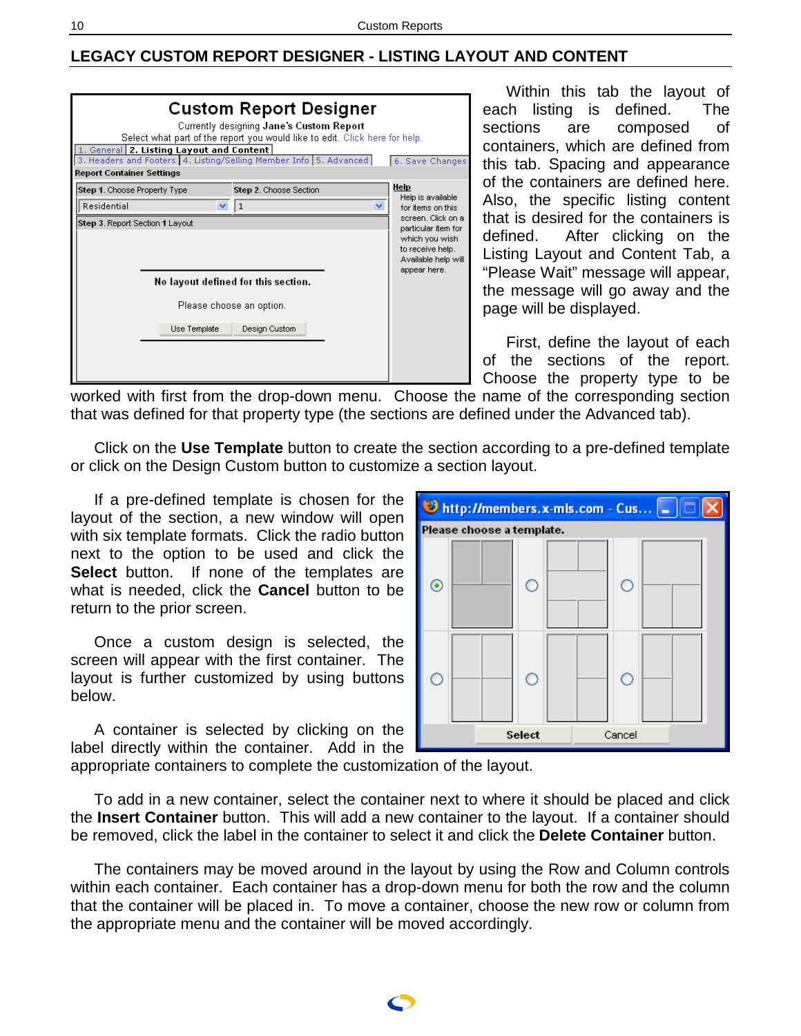## LEGACY CUSTOM REPORT DESIGNER - LISTING LAYOUT AND CONTENT

Within this tab the layout of each listing is defined. The sections are composed of containers, which are defined from this tab. Spacing and appearance of the containers are defined here. Also, the specific listing content that is desired for the containers is defined. After clicking on the Listing Layout and Content Tab, a "Please Wait" message will appear, the message will go away and the page will be displayed.

First, define the layout of each of the sections of the report. Choose the property type to be worked with first from the drop-down menu. Choose the name of the corresponding section that was defined for that property type (the sections are defined under the Advanced tab).

Click on the **Use Template** button to create the section according to a pre-defined template or click on the Design Custom button to customize a section layout.

If a pre-defined template is chosen for the layout of the section, a new window will open with six template formats. Click the radio button next to the option to be used and click the **Select** button. If none of the templates are what is needed, click the **Cancel** button to be return to the prior screen.

Once a custom design is selected, the screen will appear with the first container. The layout is further customized by using buttons below.

A container is selected by clicking on the label directly within the container. Add in the appropriate containers to complete the customization of the layout.

To add in a new container, select the container next to where it should be placed and click the **Insert Container** button. This will add a new container to the layout. If a container should be removed, click the label in the container to select it and click the **Delete Container** button.

The containers may be moved around in the layout by using the Row and Column controls within each container. Each container has a drop-down menu for both the row and the column that the container will be placed in. To move a container, choose the new row or column from the appropriate menu and the container will be moved accordingly.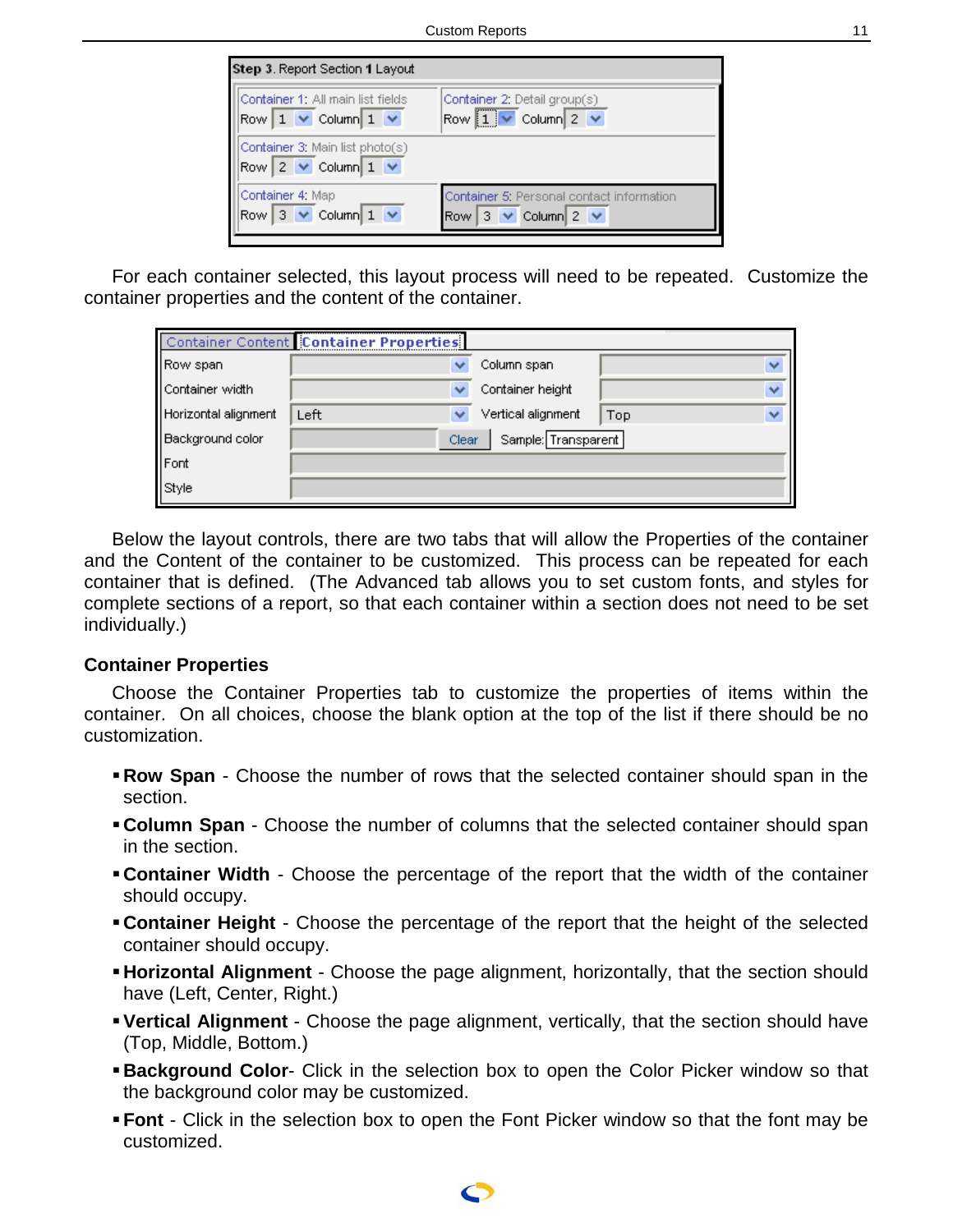**Step 3.** Report Section **1** Layout

| | |
|---|---|
| Container 1: All main list fields<br>Row 1 Column 1 | Container 2: Detail group(s)<br>Row 1 Column 2 |
| Container 3: Main list photo(s)<br>Row 2 Column 1 | |
| Container 4: Map<br>Row 3 Column 1 | Container 5: Personal contact information<br>Row 3 Column 2 |

For each container selected, this layout process will need to be repeated. Customize the container properties and the content of the container.

Container Content | **Container Properties**

| | | | |
|---|---|---|---|
| Row span | | Column span | |
| Container width | | Container height | |
| Horizontal alignment | Left | Vertical alignment | Top |
| Background color | Clear | Sample: Transparent | |
| Font | | | |
| Style | | | |

Below the layout controls, there are two tabs that will allow the Properties of the container and the Content of the container to be customized. This process can be repeated for each container that is defined. (The Advanced tab allows you to set custom fonts, and styles for complete sections of a report, so that each container within a section does not need to be set individually.)

### Container Properties

Choose the Container Properties tab to customize the properties of items within the container. On all choices, choose the blank option at the top of the list if there should be no customization.

- **Row Span** - Choose the number of rows that the selected container should span in the section.
- **Column Span** - Choose the number of columns that the selected container should span in the section.
- **Container Width** - Choose the percentage of the report that the width of the container should occupy.
- **Container Height** - Choose the percentage of the report that the height of the selected container should occupy.
- **Horizontal Alignment** - Choose the page alignment, horizontally, that the section should have (Left, Center, Right.)
- **Vertical Alignment** - Choose the page alignment, vertically, that the section should have (Top, Middle, Bottom.)
- **Background Color**- Click in the selection box to open the Color Picker window so that the background color may be customized.
- **Font** - Click in the selection box to open the Font Picker window so that the font may be customized.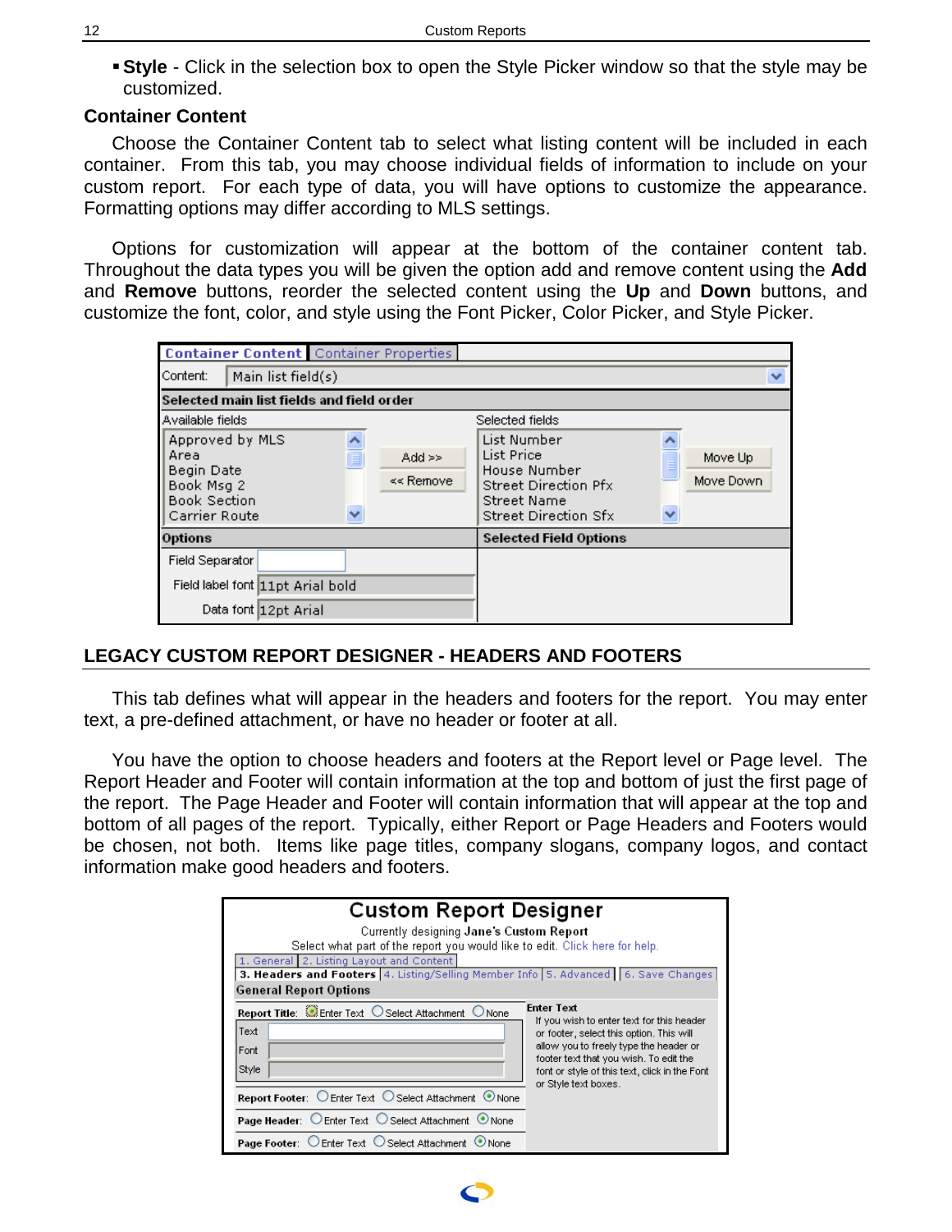- **Style** - Click in the selection box to open the Style Picker window so that the style may be customized.

### Container Content

Choose the Container Content tab to select what listing content will be included in each container. From this tab, you may choose individual fields of information to include on your custom report. For each type of data, you will have options to customize the appearance. Formatting options may differ according to MLS settings.

Options for customization will appear at the bottom of the container content tab. Throughout the data types you will be given the option add and remove content using the **Add** and **Remove** buttons, reorder the selected content using the **Up** and **Down** buttons, and customize the font, color, and style using the Font Picker, Color Picker, and Style Picker.

## LEGACY CUSTOM REPORT DESIGNER - HEADERS AND FOOTERS

This tab defines what will appear in the headers and footers for the report. You may enter text, a pre-defined attachment, or have no header or footer at all.

You have the option to choose headers and footers at the Report level or Page level. The Report Header and Footer will contain information at the top and bottom of just the first page of the report. The Page Header and Footer will contain information that will appear at the top and bottom of all pages of the report. Typically, either Report or Page Headers and Footers would be chosen, not both. Items like page titles, company slogans, company logos, and contact information make good headers and footers.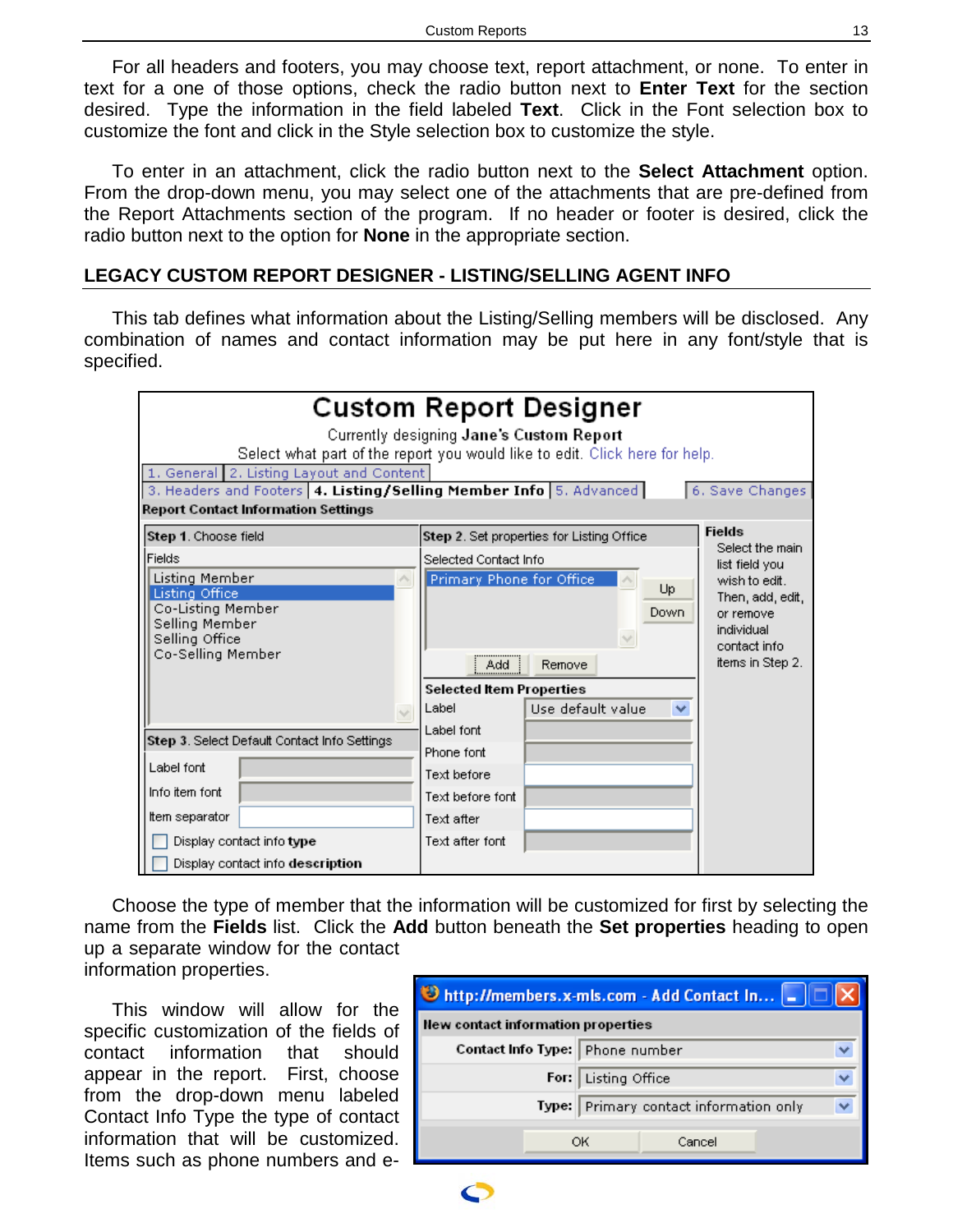For all headers and footers, you may choose text, report attachment, or none. To enter in text for a one of those options, check the radio button next to **Enter Text** for the section desired. Type the information in the field labeled **Text**. Click in the Font selection box to customize the font and click in the Style selection box to customize the style.

To enter in an attachment, click the radio button next to the **Select Attachment** option. From the drop-down menu, you may select one of the attachments that are pre-defined from the Report Attachments section of the program. If no header or footer is desired, click the radio button next to the option for **None** in the appropriate section.

## LEGACY CUSTOM REPORT DESIGNER - LISTING/SELLING AGENT INFO

This tab defines what information about the Listing/Selling members will be disclosed. Any combination of names and contact information may be put here in any font/style that is specified.

Choose the type of member that the information will be customized for first by selecting the name from the **Fields** list. Click the **Add** button beneath the **Set properties** heading to open up a separate window for the contact information properties.

This window will allow for the specific customization of the fields of contact information that should appear in the report. First, choose from the drop-down menu labeled Contact Info Type the type of contact information that will be customized. Items such as phone numbers and e-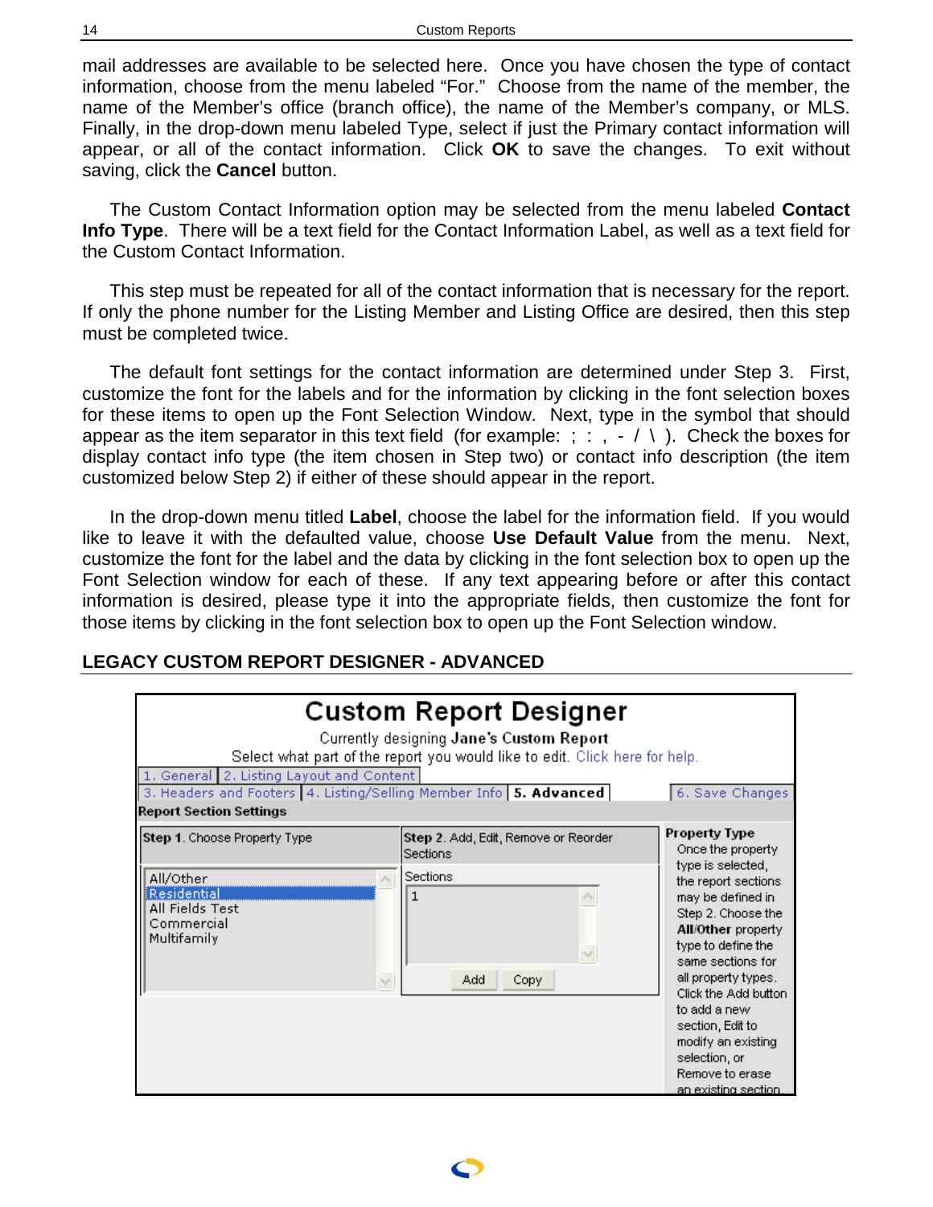mail addresses are available to be selected here. Once you have chosen the type of contact information, choose from the menu labeled "For." Choose from the name of the member, the name of the Member's office (branch office), the name of the Member's company, or MLS. Finally, in the drop-down menu labeled Type, select if just the Primary contact information will appear, or all of the contact information. Click **OK** to save the changes. To exit without saving, click the **Cancel** button.

The Custom Contact Information option may be selected from the menu labeled **Contact Info Type**. There will be a text field for the Contact Information Label, as well as a text field for the Custom Contact Information.

This step must be repeated for all of the contact information that is necessary for the report. If only the phone number for the Listing Member and Listing Office are desired, then this step must be completed twice.

The default font settings for the contact information are determined under Step 3. First, customize the font for the labels and for the information by clicking in the font selection boxes for these items to open up the Font Selection Window. Next, type in the symbol that should appear as the item separator in this text field (for example: ; : , - / \ ). Check the boxes for display contact info type (the item chosen in Step two) or contact info description (the item customized below Step 2) if either of these should appear in the report.

In the drop-down menu titled **Label**, choose the label for the information field. If you would like to leave it with the defaulted value, choose **Use Default Value** from the menu. Next, customize the font for the label and the data by clicking in the font selection box to open up the Font Selection window for each of these. If any text appearing before or after this contact information is desired, please type it into the appropriate fields, then customize the font for those items by clicking in the font selection box to open up the Font Selection window.

## LEGACY CUSTOM REPORT DESIGNER - ADVANCED

**Custom Report Designer**

Currently designing **Jane's Custom Report**

Select what part of the report you would like to edit. Click here for help.

1. General | 2. Listing Layout and Content | 3. Headers and Footers | 4. Listing/Selling Member Info | **5. Advanced** | 6. Save Changes

**Report Section Settings**

| **Step 1**. Choose Property Type | **Step 2**. Add, Edit, Remove or Reorder Sections |
|---|---|
| All/Other<br>Residential<br>All Fields Test<br>Commercial<br>Multifamily | Sections<br>1<br>Add Copy |

**Property Type**
Once the property type is selected, the report sections may be defined in Step 2. Choose the **All/Other** property type to define the same sections for all property types. Click the Add button to add a new section, Edit to modify an existing selection, or Remove to erase an existing section.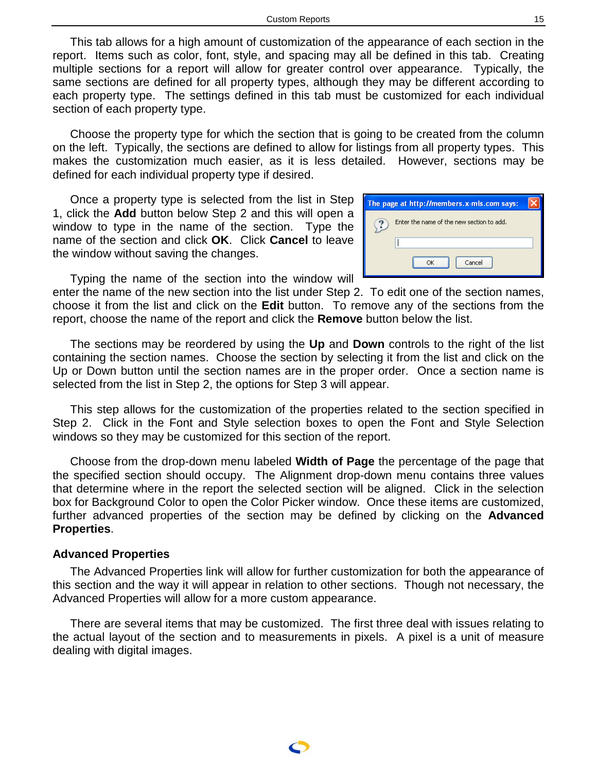This tab allows for a high amount of customization of the appearance of each section in the report. Items such as color, font, style, and spacing may all be defined in this tab. Creating multiple sections for a report will allow for greater control over appearance. Typically, the same sections are defined for all property types, although they may be different according to each property type. The settings defined in this tab must be customized for each individual section of each property type.

Choose the property type for which the section that is going to be created from the column on the left. Typically, the sections are defined to allow for listings from all property types. This makes the customization much easier, as it is less detailed. However, sections may be defined for each individual property type if desired.

Once a property type is selected from the list in Step 1, click the **Add** button below Step 2 and this will open a window to type in the name of the section. Type the name of the section and click **OK**. Click **Cancel** to leave the window without saving the changes.

Typing the name of the section into the window will enter the name of the new section into the list under Step 2. To edit one of the section names, choose it from the list and click on the **Edit** button. To remove any of the sections from the report, choose the name of the report and click the **Remove** button below the list.

The sections may be reordered by using the **Up** and **Down** controls to the right of the list containing the section names. Choose the section by selecting it from the list and click on the Up or Down button until the section names are in the proper order. Once a section name is selected from the list in Step 2, the options for Step 3 will appear.

This step allows for the customization of the properties related to the section specified in Step 2. Click in the Font and Style selection boxes to open the Font and Style Selection windows so they may be customized for this section of the report.

Choose from the drop-down menu labeled **Width of Page** the percentage of the page that the specified section should occupy. The Alignment drop-down menu contains three values that determine where in the report the selected section will be aligned. Click in the selection box for Background Color to open the Color Picker window. Once these items are customized, further advanced properties of the section may be defined by clicking on the **Advanced Properties**.

### Advanced Properties

The Advanced Properties link will allow for further customization for both the appearance of this section and the way it will appear in relation to other sections. Though not necessary, the Advanced Properties will allow for a more custom appearance.

There are several items that may be customized. The first three deal with issues relating to the actual layout of the section and to measurements in pixels. A pixel is a unit of measure dealing with digital images.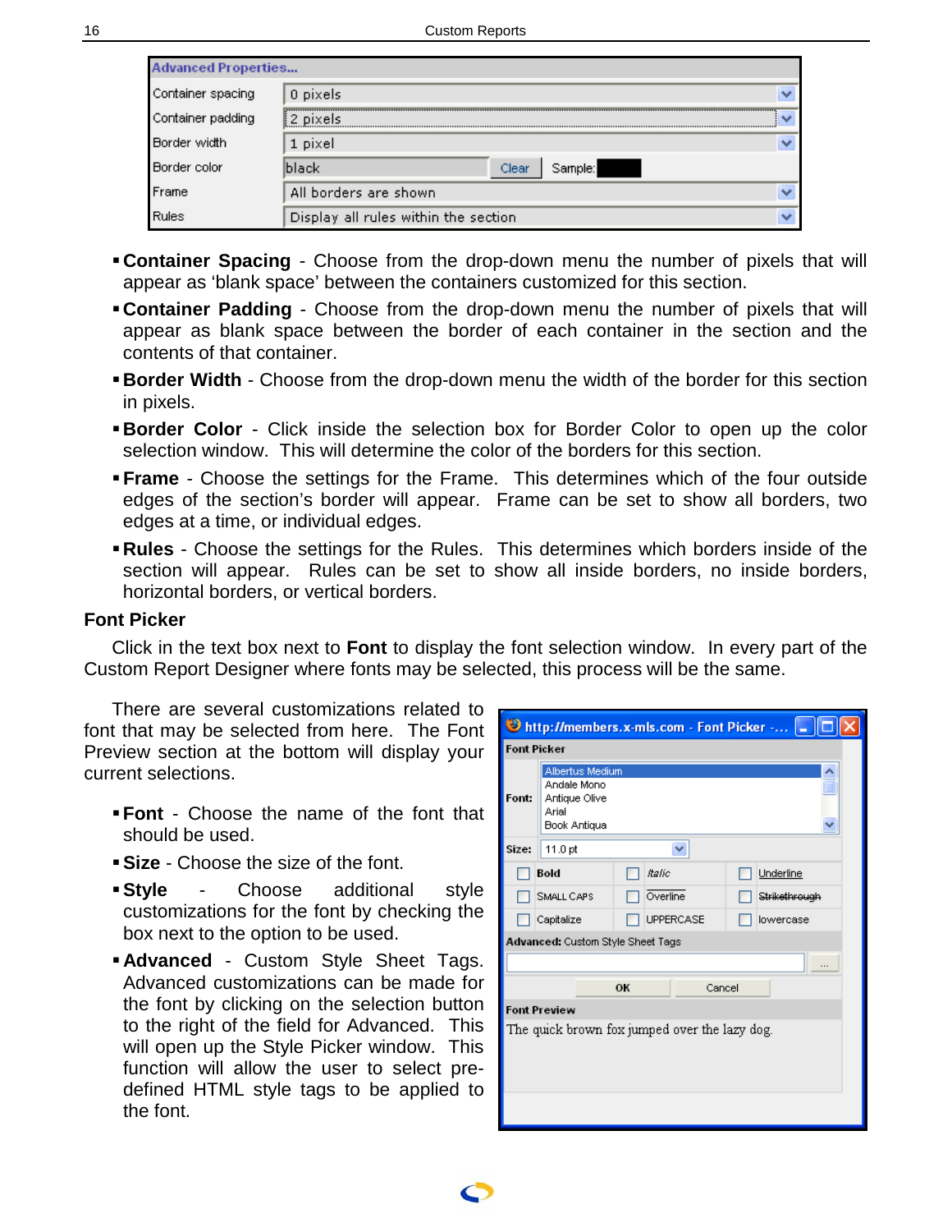- **Container Spacing** - Choose from the drop-down menu the number of pixels that will appear as 'blank space' between the containers customized for this section.
- **Container Padding** - Choose from the drop-down menu the number of pixels that will appear as blank space between the border of each container in the section and the contents of that container.
- **Border Width** - Choose from the drop-down menu the width of the border for this section in pixels.
- **Border Color** - Click inside the selection box for Border Color to open up the color selection window. This will determine the color of the borders for this section.
- **Frame** - Choose the settings for the Frame. This determines which of the four outside edges of the section's border will appear. Frame can be set to show all borders, two edges at a time, or individual edges.
- **Rules** - Choose the settings for the Rules. This determines which borders inside of the section will appear. Rules can be set to show all inside borders, no inside borders, horizontal borders, or vertical borders.

### Font Picker

Click in the text box next to **Font** to display the font selection window. In every part of the Custom Report Designer where fonts may be selected, this process will be the same.

There are several customizations related to font that may be selected from here. The Font Preview section at the bottom will display your current selections.

- **Font** - Choose the name of the font that should be used.
- **Size** - Choose the size of the font.
- **Style** - Choose additional style customizations for the font by checking the box next to the option to be used.
- **Advanced** - Custom Style Sheet Tags. Advanced customizations can be made for the font by clicking on the selection button to the right of the field for Advanced. This will open up the Style Picker window. This function will allow the user to select pre-defined HTML style tags to be applied to the font.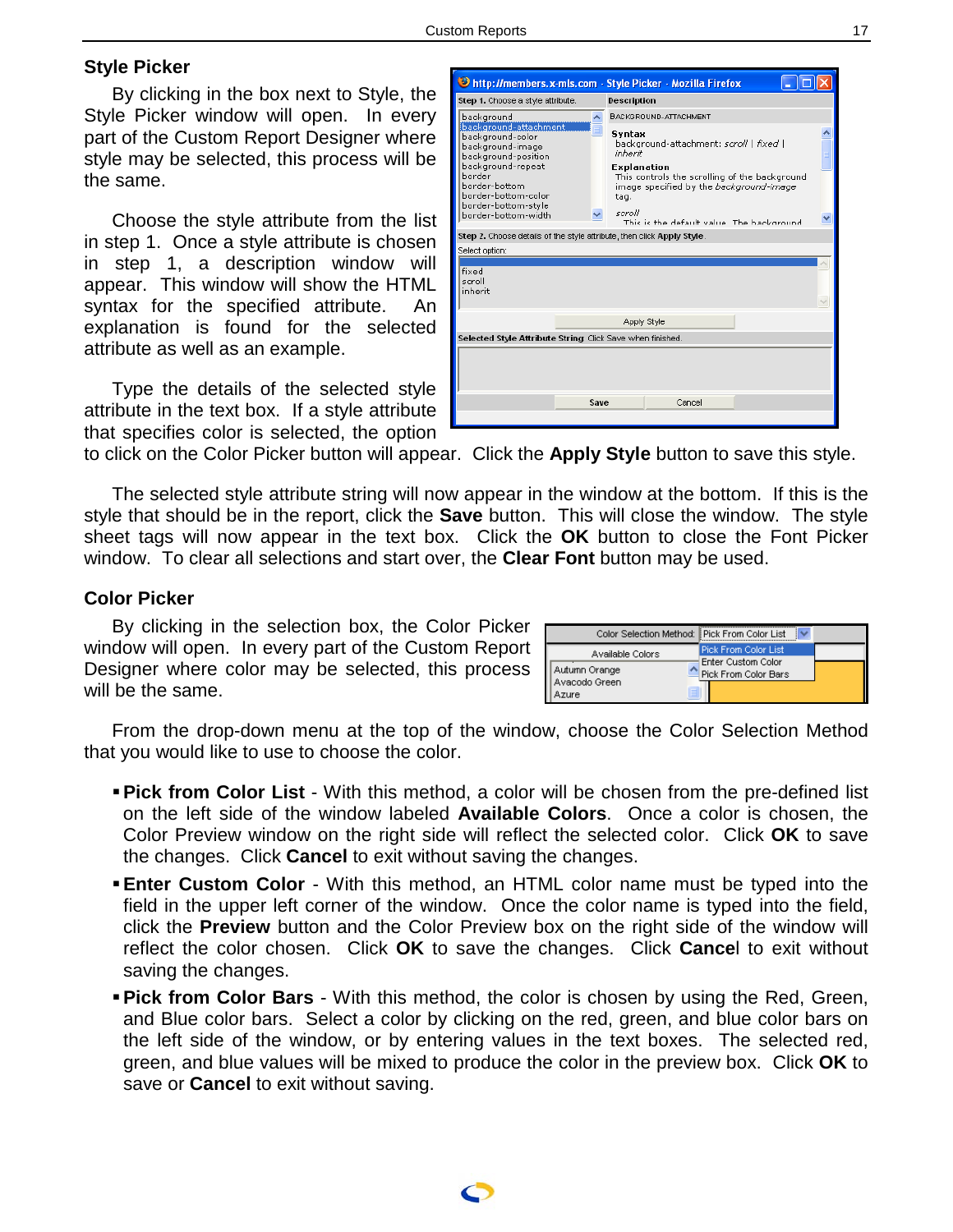## Style Picker

By clicking in the box next to Style, the Style Picker window will open. In every part of the Custom Report Designer where style may be selected, this process will be the same.

Choose the style attribute from the list in step 1. Once a style attribute is chosen in step 1, a description window will appear. This window will show the HTML syntax for the specified attribute. An explanation is found for the selected attribute as well as an example.

Type the details of the selected style attribute in the text box. If a style attribute that specifies color is selected, the option to click on the Color Picker button will appear. Click the **Apply Style** button to save this style.

The selected style attribute string will now appear in the window at the bottom. If this is the style that should be in the report, click the **Save** button. This will close the window. The style sheet tags will now appear in the text box. Click the **OK** button to close the Font Picker window. To clear all selections and start over, the **Clear Font** button may be used.

## Color Picker

By clicking in the selection box, the Color Picker window will open. In every part of the Custom Report Designer where color may be selected, this process will be the same.

From the drop-down menu at the top of the window, choose the Color Selection Method that you would like to use to choose the color.

- **Pick from Color List** - With this method, a color will be chosen from the pre-defined list on the left side of the window labeled **Available Colors**. Once a color is chosen, the Color Preview window on the right side will reflect the selected color. Click **OK** to save the changes. Click **Cancel** to exit without saving the changes.
- **Enter Custom Color** - With this method, an HTML color name must be typed into the field in the upper left corner of the window. Once the color name is typed into the field, click the **Preview** button and the Color Preview box on the right side of the window will reflect the color chosen. Click **OK** to save the changes. Click **Cancel** to exit without saving the changes.
- **Pick from Color Bars** - With this method, the color is chosen by using the Red, Green, and Blue color bars. Select a color by clicking on the red, green, and blue color bars on the left side of the window, or by entering values in the text boxes. The selected red, green, and blue values will be mixed to produce the color in the preview box. Click **OK** to save or **Cancel** to exit without saving.